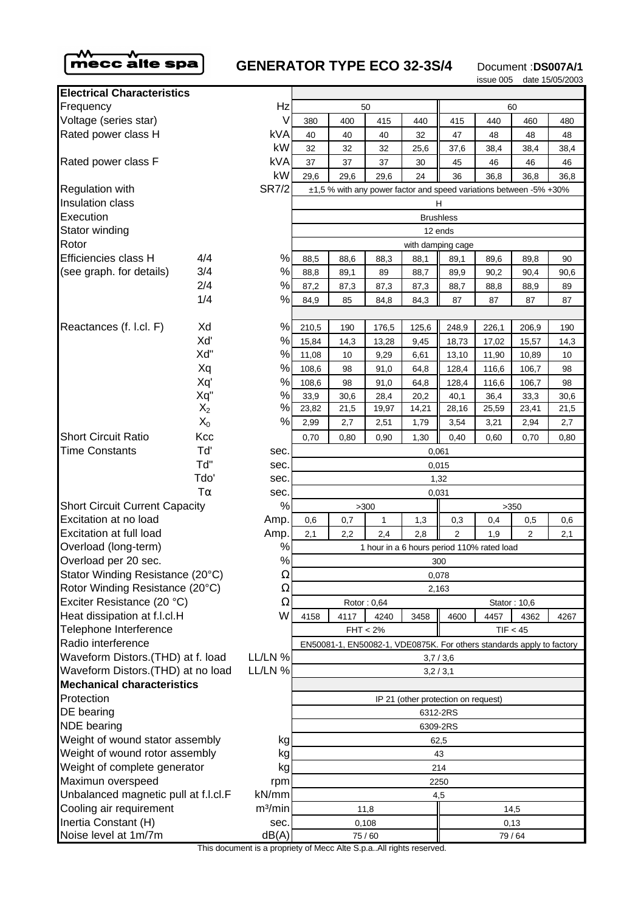mecc alte spa

# GENERATOR TYPE ECO 32-3S/4

Document :**DS007A/1**
issue 005 date 15/05/2003

| **Electrical Characteristics** | | | | | | | | | | |
|---|---|---|---|---|---|---|---|---|---|---|
| Frequency | | Hz | 50 | | | | 60 | | | |
| Voltage (series star) | | V | 380 | 400 | 415 | 440 | 415 | 440 | 460 | 480 |
| Rated power class H | | kVA | 40 | 40 | 40 | 32 | 47 | 48 | 48 | 48 |
| | | kW | 32 | 32 | 32 | 25,6 | 37,6 | 38,4 | 38,4 | 38,4 |
| Rated power class F | | kVA | 37 | 37 | 37 | 30 | 45 | 46 | 46 | 46 |
| | | kW | 29,6 | 29,6 | 29,6 | 24 | 36 | 36,8 | 36,8 | 36,8 |
| Regulation with | | SR7/2 | ±1,5 % with any power factor and speed variations between -5% +30% | | | | | | | |
| Insulation class | | | H | | | | | | | |
| Execution | | | Brushless | | | | | | | |
| Stator winding | | | 12 ends | | | | | | | |
| Rotor | | | with damping cage | | | | | | | |
| Efficiencies class H | 4/4 | % | 88,5 | 88,6 | 88,3 | 88,1 | 89,1 | 89,6 | 89,8 | 90 |
| (see graph. for details) | 3/4 | % | 88,8 | 89,1 | 89 | 88,7 | 89,9 | 90,2 | 90,4 | 90,6 |
| | 2/4 | % | 87,2 | 87,3 | 87,3 | 87,3 | 88,7 | 88,8 | 88,9 | 89 |
| | 1/4 | % | 84,9 | 85 | 84,8 | 84,3 | 87 | 87 | 87 | 87 |
| Reactances (f. l.cl. F) | Xd | % | 210,5 | 190 | 176,5 | 125,6 | 248,9 | 226,1 | 206,9 | 190 |
| | Xd' | % | 15,84 | 14,3 | 13,28 | 9,45 | 18,73 | 17,02 | 15,57 | 14,3 |
| | Xd'' | % | 11,08 | 10 | 9,29 | 6,61 | 13,10 | 11,90 | 10,89 | 10 |
| | Xq | % | 108,6 | 98 | 91,0 | 64,8 | 128,4 | 116,6 | 106,7 | 98 |
| | Xq' | % | 108,6 | 98 | 91,0 | 64,8 | 128,4 | 116,6 | 106,7 | 98 |
| | Xq'' | % | 33,9 | 30,6 | 28,4 | 20,2 | 40,1 | 36,4 | 33,3 | 30,6 |
| | $X_2$ | % | 23,82 | 21,5 | 19,97 | 14,21 | 28,16 | 25,59 | 23,41 | 21,5 |
| | $X_0$ | % | 2,99 | 2,7 | 2,51 | 1,79 | 3,54 | 3,21 | 2,94 | 2,7 |
| Short Circuit Ratio | Kcc | | 0,70 | 0,80 | 0,90 | 1,30 | 0,40 | 0,60 | 0,70 | 0,80 |
| Time Constants | Td' | sec. | 0,061 | | | | | | | |
| | Td'' | sec. | 0,015 | | | | | | | |
| | Tdo' | sec. | 1,32 | | | | | | | |
| | Tα | sec. | 0,031 | | | | | | | |
| Short Circuit Current Capacity | | % | >300 | | | | >350 | | | |
| Excitation at no load | | Amp. | 0,6 | 0,7 | 1 | 1,3 | 0,3 | 0,4 | 0,5 | 0,6 |
| Excitation at full load | | Amp. | 2,1 | 2,2 | 2,4 | 2,8 | 2 | 1,9 | 2 | 2,1 |
| Overload (long-term) | | % | 1 hour in a 6 hours period 110% rated load | | | | | | | |
| Overload per 20 sec. | | % | 300 | | | | | | | |
| Stator Winding Resistance (20°C) | | Ω | 0,078 | | | | | | | |
| Rotor Winding Resistance (20°C) | | Ω | 2,163 | | | | | | | |
| Exciter Resistance (20 °C) | | Ω | Rotor : 0,64 | | | | Stator : 10,6 | | | |
| Heat dissipation at f.l.cl.H | | W | 4158 | 4117 | 4240 | 3458 | 4600 | 4457 | 4362 | 4267 |
| Telephone Interference | | | FHT < 2% | | | | TIF < 45 | | | |
| Radio interference | | | EN50081-1, EN50082-1, VDE0875K. For others standards apply to factory | | | | | | | |
| Waveform Distors.(THD) at f. load | | LL/LN % | 3,7 / 3,6 | | | | | | | |
| Waveform Distors.(THD) at no load | | LL/LN % | 3,2 / 3,1 | | | | | | | |
| **Mechanical characteristics** | | | | | | | | | | |
| Protection | | | IP 21 (other protection on request) | | | | | | | |
| DE bearing | | | 6312-2RS | | | | | | | |
| NDE bearing | | | 6309-2RS | | | | | | | |
| Weight of wound stator assembly | | kg | 62,5 | | | | | | | |
| Weight of wound rotor assembly | | kg | 43 | | | | | | | |
| Weight of complete generator | | kg | 214 | | | | | | | |
| Maximun overspeed | | rpm | 2250 | | | | | | | |
| Unbalanced magnetic pull at f.l.cl.F | | kN/mm | 4,5 | | | | | | | |
| Cooling air requirement | | m³/min | 11,8 | | | | 14,5 | | | |
| Inertia Constant (H) | | sec. | 0,108 | | | | 0,13 | | | |
| Noise level at 1m/7m | | dB(A) | 75 / 60 | | | | 79 / 64 | | | |

This document is a propriety of Mecc Alte S.p.a..All rights reserved.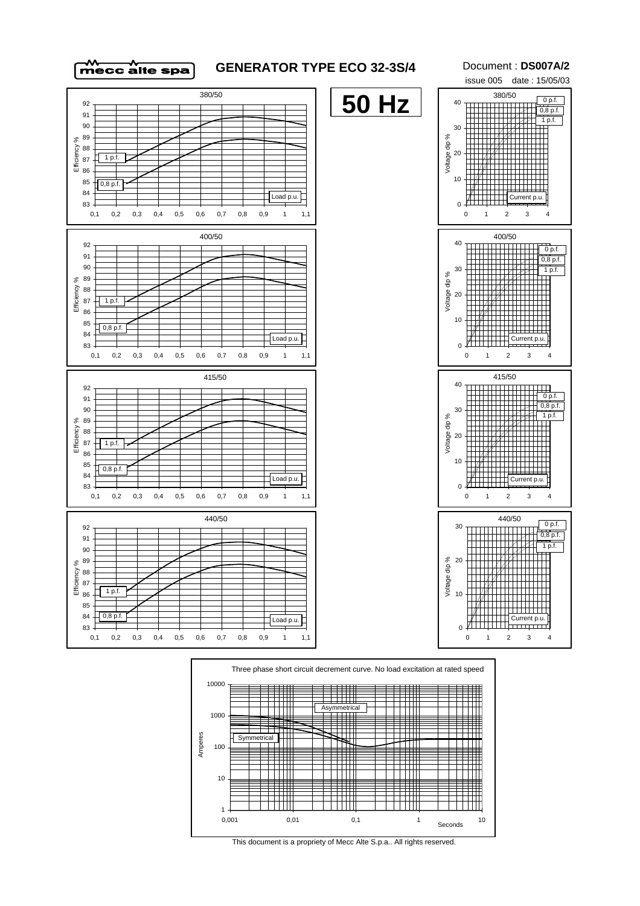# GENERATOR TYPE ECO 32-3S/4

Document : **DS007A/2**

issue 005 date : 15/05/03

## 50 Hz

380/50

Efficiency %

1 p.f.

0,8 p.f.

Load p.u.

380/50

Voltage dip %

0 p.f.

0,8 p.f.

1 p.f.

Current p.u.

400/50

Efficiency %

1 p.f.

0,8 p.f.

Load p.u.

400/50

Voltage dip %

0 p.f.

0,8 p.f.

1 p.f.

Current p.u.

415/50

Efficiency %

1 p.f.

0,8 p.f.

Load p.u.

415/50

Voltage dip %

0 p.f.

0,8 p.f.

1 p.f.

Current p.u.

440/50

Efficiency %

1 p.f.

0,8 p.f.

Load p.u.

440/50

Voltage dip %

0 p.f.

0,8 p.f.

1 p.f.

Current p.u.

Three phase short circuit decrement curve. No load excitation at rated speed

Asymmetrical

Symmetrical

Amperes

Seconds

This document is a propriety of Mecc Alte S.p.a.. All rights reserved.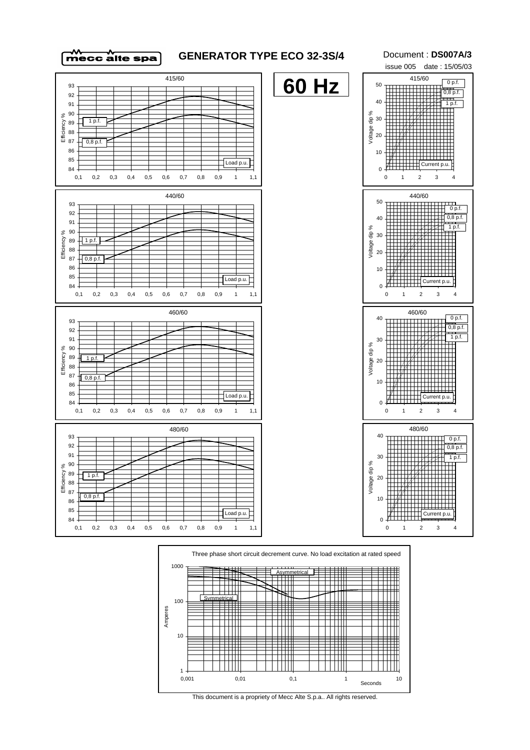# GENERATOR TYPE ECO 32-3S/4

Document : **DS007A/3**

issue 005 date : 15/05/03

**60 Hz**

415/60

Efficiency %: 84, 85, 86, 87, 88, 89, 90, 91, 92, 93

1 p.f.

0,8 p.f.

Load p.u.: 0,1 0,2 0,3 0,4 0,5 0,6 0,7 0,8 0,9 1 1,1

415/60

Voltage dip %: 0, 10, 20, 30, 40, 50

0 p.f.

0,8 p.f.

1 p.f.

Current p.u.: 0 1 2 3 4

440/60

Efficiency %: 84, 85, 86, 87, 88, 89, 90, 91, 92, 93

1 p.f.

0,8 p.f.

Load p.u.: 0,1 0,2 0,3 0,4 0,5 0,6 0,7 0,8 0,9 1 1,1

440/60

Voltage dip %: 0, 10, 20, 30, 40, 50

0 p.f.

0,8 p.f.

1 p.f.

Current p.u.: 0 1 2 3 4

460/60

Efficiency %: 84, 85, 86, 87, 88, 89, 90, 91, 92, 93

1 p.f.

0,8 p.f.

Load p.u.: 0,1 0,2 0,3 0,4 0,5 0,6 0,7 0,8 0,9 1 1,1

460/60

Voltage dip %: 0, 10, 20, 30, 40

0 p.f.

0,8 p.f.

1 p.f.

Current p.u.: 0 1 2 3 4

480/60

Efficiency %: 84, 85, 86, 87, 88, 89, 90, 91, 92, 93

1 p.f.

0,8 p.f.

Load p.u.: 0,1 0,2 0,3 0,4 0,5 0,6 0,7 0,8 0,9 1 1,1

480/60

Voltage dip %: 0, 10, 20, 30, 40

0 p.f.

0,8 p.f.

1 p.f.

Current p.u.: 0 1 2 3 4

Three phase short circuit decrement curve. No load excitation at rated speed

Amperes: 1, 10, 100, 1000

Asymmetrical

Symmetrical

Seconds: 0,001 0,01 0,1 1 10

This document is a propriety of Mecc Alte S.p.a.. All rights reserved.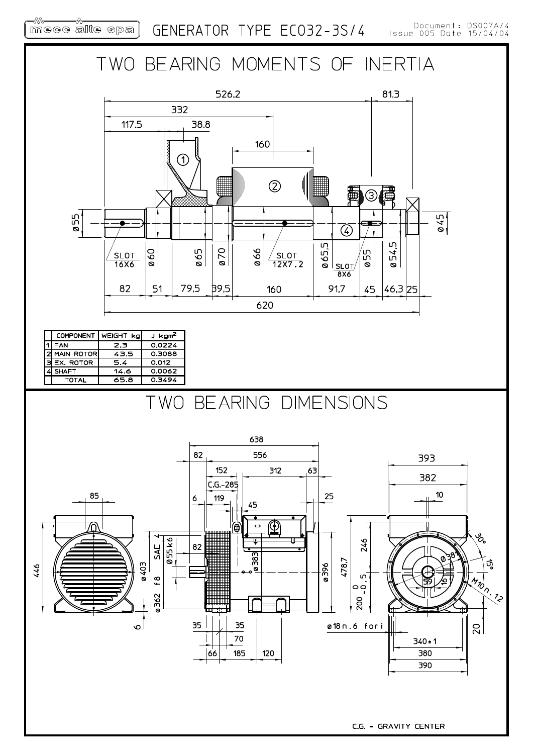# GENERATOR TYPE ECO32-3S/4

Document: DS007A/4
Issue 005 Date 15/04/04

## TWO BEARING MOMENTS OF INERTIA

| | COMPONENT | WEIGHT kg | J kgm² |
|---|---|---|---|
| 1 | FAN | 2.3 | 0.0224 |
| 2 | MAIN ROTOR | 43.5 | 0.3088 |
| 3 | EX. ROTOR | 5.4 | 0.012 |
| 4 | SHAFT | 14.6 | 0.0062 |
| | TOTAL | 65.8 | 0.3494 |

## TWO BEARING DIMENSIONS

C.G. = GRAVITY CENTER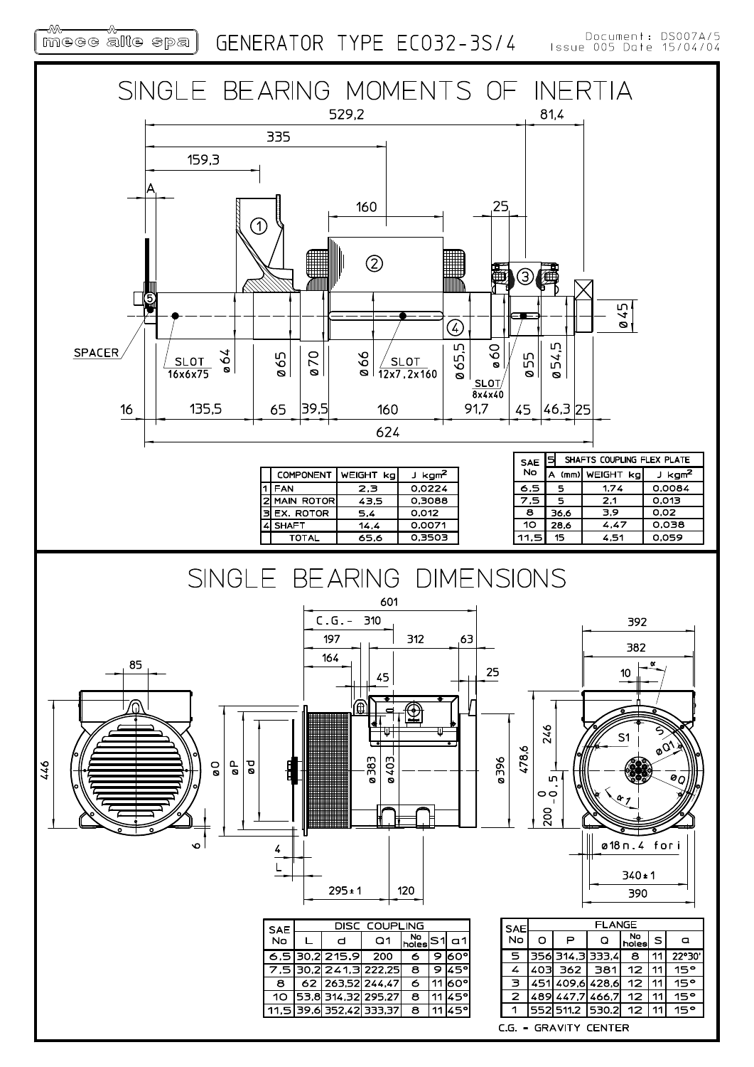# GENERATOR TYPE ECO32-3S/4

Document: DS007A/5
Issue 005 Date 15/04/04

## SINGLE BEARING MOMENTS OF INERTIA

529,2
81,4
335
159,3
A
160
25
1
2
3
4
5
SPACER
SLOT 16x6x75
ø64
ø65
ø70
ø66
SLOT 12x7,2x160
ø65,5
ø60
SLOT 8x4x40
ø55
ø54,5
ø45
16
135,5
65
39,5
160
91,7
45
46,3
25
624

| | COMPONENT | WEIGHT kg | J kgm² |
|---|---|---|---|
| 1 | FAN | 2,3 | 0,0224 |
| 2 | MAIN ROTOR | 43,5 | 0,3088 |
| 3 | EX. ROTOR | 5,4 | 0,012 |
| 4 | SHAFT | 14,4 | 0,0071 |
| | TOTAL | 65,6 | 0,3503 |

| SAE No | 5 SHAFTS COUPLING FLEX PLATE | | |
|---|---|---|---|
| | A (mm) | WEIGHT kg | J kgm² |
| 6,5 | 5 | 1,74 | 0,0084 |
| 7,5 | 5 | 2,1 | 0,013 |
| 8 | 36,6 | 3,9 | 0,02 |
| 10 | 28,6 | 4,47 | 0,038 |
| 11,5 | 15 | 4,51 | 0,059 |

## SINGLE BEARING DIMENSIONS

601
C.G. - 310
197
312
63
164
45
25
85
392
382
10
α
446
øO
øP
ød
ø383
ø403
ø396
478,6
246
S1
S
øQ1
øQ
α1
200 0 -0,5
6
4
L
ø18 n.4 fori
340±1
390
295±1
120

| SAE No | DISC COUPLING | | | | | |
|---|---|---|---|---|---|---|
| | L | d | Q1 | No holes | S1 | α1 |
| 6,5 | 30,2 | 215,9 | 200 | 6 | 9 | 60° |
| 7,5 | 30,2 | 241,3 | 222,25 | 8 | 9 | 45° |
| 8 | 62 | 263,52 | 244,47 | 6 | 11 | 60° |
| 10 | 53,8 | 314,32 | 295,27 | 8 | 11 | 45° |
| 11,5 | 39,6 | 352,42 | 333,37 | 8 | 11 | 45° |

| SAE No | FLANGE | | | | | |
|---|---|---|---|---|---|---|
| | O | P | Q | No holes | S | α |
| 5 | 356 | 314,3 | 333,4 | 8 | 11 | 22°30' |
| 4 | 403 | 362 | 381 | 12 | 11 | 15° |
| 3 | 451 | 409,6 | 428,6 | 12 | 11 | 15° |
| 2 | 489 | 447,7 | 466,7 | 12 | 11 | 15° |
| 1 | 552 | 511,2 | 530,2 | 12 | 11 | 15° |

C.G. = GRAVITY CENTER